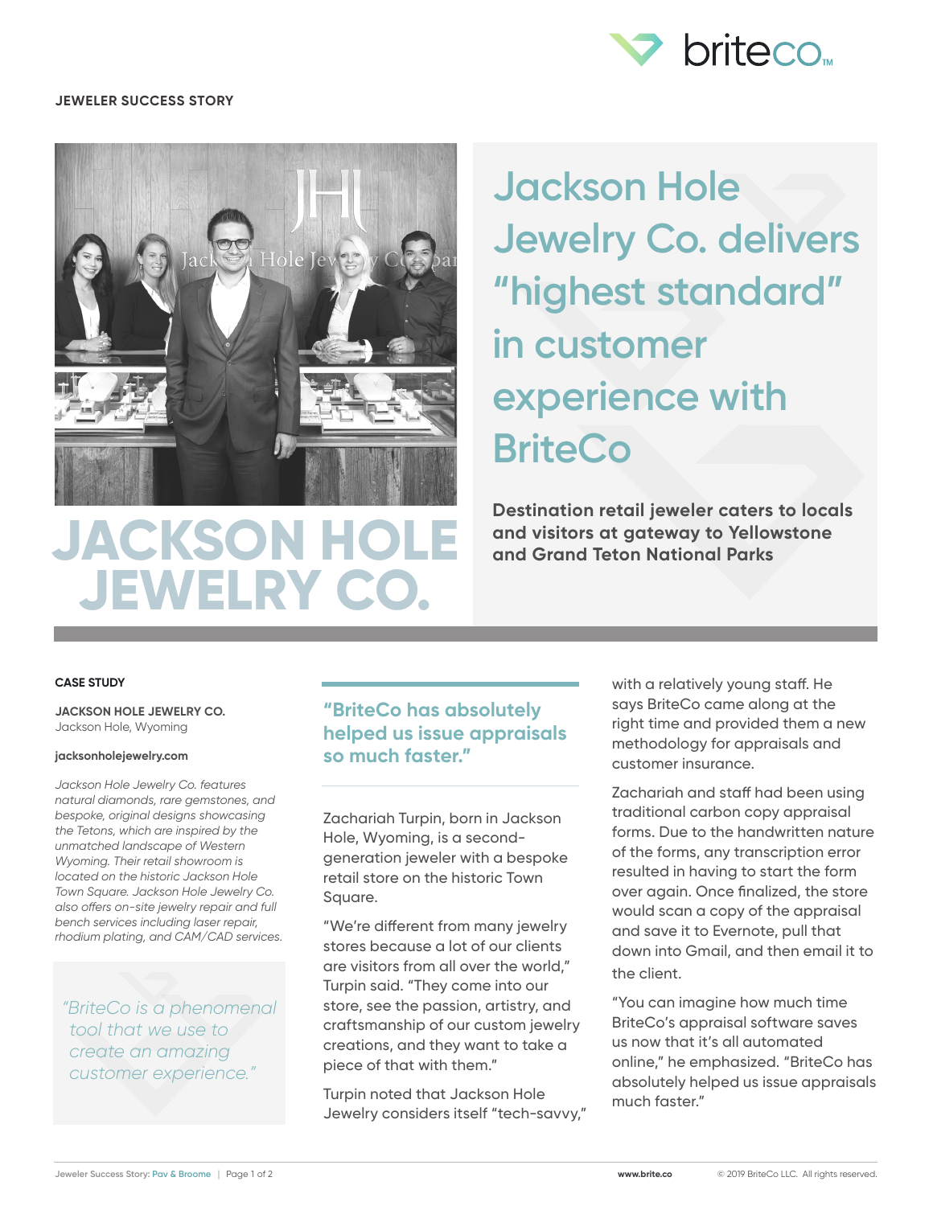JEWELER SUCCESS STORY

# Jackson Hole Jewelry Co. delivers "highest standard" in customer experience with BriteCo

**Destination retail jeweler caters to locals and visitors at gateway to Yellowstone and Grand Teton National Parks**

# JACKSON HOLE JEWELRY CO.

**CASE STUDY**

**JACKSON HOLE JEWELRY CO.**
Jackson Hole, Wyoming

**jacksonholejewelry.com**

*Jackson Hole Jewelry Co. features natural diamonds, rare gemstones, and bespoke, original designs showcasing the Tetons, which are inspired by the unmatched landscape of Western Wyoming. Their retail showroom is located on the historic Jackson Hole Town Square. Jackson Hole Jewelry Co. also offers on-site jewelry repair and full bench services including laser repair, rhodium plating, and CAM/CAD services.*

> *"BriteCo is a phenomenal tool that we use to create an amazing customer experience."*

> **"BriteCo has absolutely helped us issue appraisals so much faster."**

Zachariah Turpin, born in Jackson Hole, Wyoming, is a second-generation jeweler with a bespoke retail store on the historic Town Square.

"We're different from many jewelry stores because a lot of our clients are visitors from all over the world," Turpin said. "They come into our store, see the passion, artistry, and craftsmanship of our custom jewelry creations, and they want to take a piece of that with them."

Turpin noted that Jackson Hole Jewelry considers itself "tech-savvy," with a relatively young staff. He says BriteCo came along at the right time and provided them a new methodology for appraisals and customer insurance.

Zachariah and staff had been using traditional carbon copy appraisal forms. Due to the handwritten nature of the forms, any transcription error resulted in having to start the form over again. Once finalized, the store would scan a copy of the appraisal and save it to Evernote, pull that down into Gmail, and then email it to the client.

"You can imagine how much time BriteCo's appraisal software saves us now that it's all automated online," he emphasized. "BriteCo has absolutely helped us issue appraisals much faster."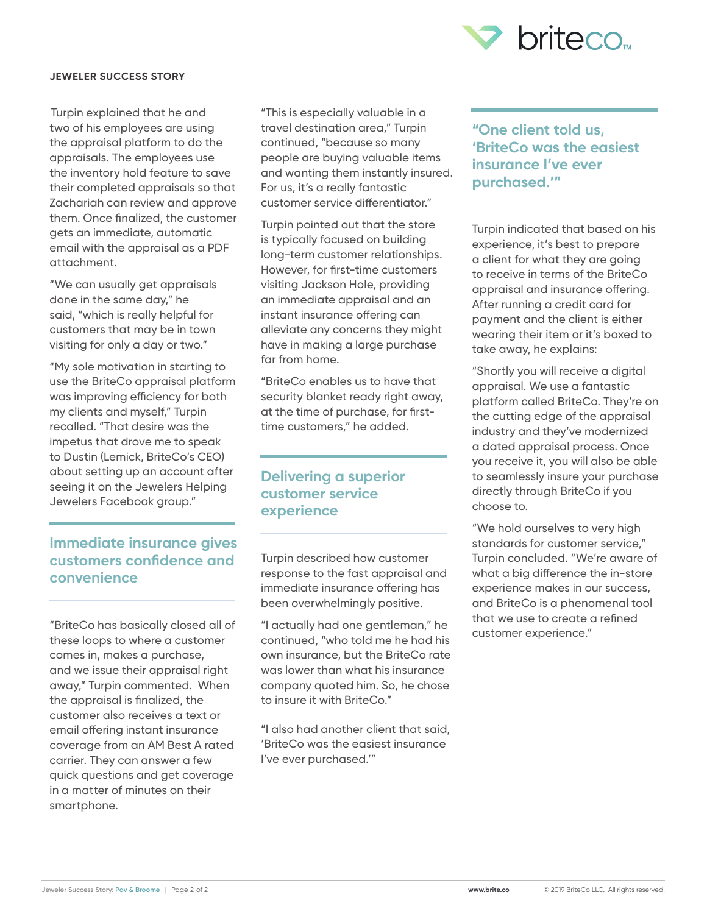**JEWELER SUCCESS STORY**

Turpin explained that he and two of his employees are using the appraisal platform to do the appraisals. The employees use the inventory hold feature to save their completed appraisals so that Zachariah can review and approve them. Once finalized, the customer gets an immediate, automatic email with the appraisal as a PDF attachment.

"We can usually get appraisals done in the same day," he said, "which is really helpful for customers that may be in town visiting for only a day or two."

"My sole motivation in starting to use the BriteCo appraisal platform was improving efficiency for both my clients and myself," Turpin recalled. "That desire was the impetus that drove me to speak to Dustin (Lemick, BriteCo's CEO) about setting up an account after seeing it on the Jewelers Helping Jewelers Facebook group."

## Immediate insurance gives customers confidence and convenience

"BriteCo has basically closed all of these loops to where a customer comes in, makes a purchase, and we issue their appraisal right away," Turpin commented. When the appraisal is finalized, the customer also receives a text or email offering instant insurance coverage from an AM Best A rated carrier. They can answer a few quick questions and get coverage in a matter of minutes on their smartphone.

"This is especially valuable in a travel destination area," Turpin continued, "because so many people are buying valuable items and wanting them instantly insured. For us, it's a really fantastic customer service differentiator."

Turpin pointed out that the store is typically focused on building long-term customer relationships. However, for first-time customers visiting Jackson Hole, providing an immediate appraisal and an instant insurance offering can alleviate any concerns they might have in making a large purchase far from home.

"BriteCo enables us to have that security blanket ready right away, at the time of purchase, for first-time customers," he added.

## Delivering a superior customer service experience

Turpin described how customer response to the fast appraisal and immediate insurance offering has been overwhelmingly positive.

"I actually had one gentleman," he continued, "who told me he had his own insurance, but the BriteCo rate was lower than what his insurance company quoted him. So, he chose to insure it with BriteCo."

"I also had another client that said, 'BriteCo was the easiest insurance I've ever purchased.'"

> **"One client told us, 'BriteCo was the easiest insurance I've ever purchased.'"**

Turpin indicated that based on his experience, it's best to prepare a client for what they are going to receive in terms of the BriteCo appraisal and insurance offering. After running a credit card for payment and the client is either wearing their item or it's boxed to take away, he explains:

"Shortly you will receive a digital appraisal. We use a fantastic platform called BriteCo. They're on the cutting edge of the appraisal industry and they've modernized a dated appraisal process. Once you receive it, you will also be able to seamlessly insure your purchase directly through BriteCo if you choose to.

"We hold ourselves to very high standards for customer service," Turpin concluded. "We're aware of what a big difference the in-store experience makes in our success, and BriteCo is a phenomenal tool that we use to create a refined customer experience."